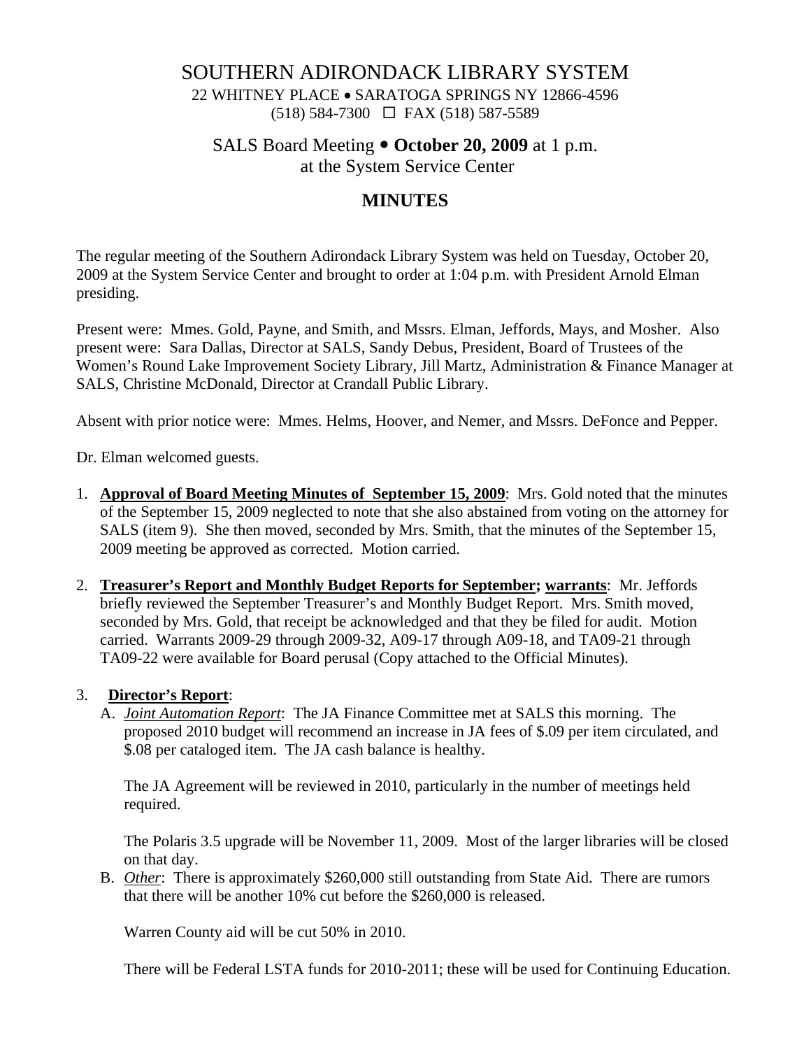# SOUTHERN ADIRONDACK LIBRARY SYSTEM

22 WHITNEY PLACE • SARATOGA SPRINGS NY 12866-4596
(518) 584-7300 ☐ FAX (518) 587-5589

## SALS Board Meeting • **October 20, 2009** at 1 p.m.
## at the System Service Center

# MINUTES

The regular meeting of the Southern Adirondack Library System was held on Tuesday, October 20, 2009 at the System Service Center and brought to order at 1:04 p.m. with President Arnold Elman presiding.

Present were: Mmes. Gold, Payne, and Smith, and Mssrs. Elman, Jeffords, Mays, and Mosher. Also present were: Sara Dallas, Director at SALS, Sandy Debus, President, Board of Trustees of the Women's Round Lake Improvement Society Library, Jill Martz, Administration & Finance Manager at SALS, Christine McDonald, Director at Crandall Public Library.

Absent with prior notice were: Mmes. Helms, Hoover, and Nemer, and Mssrs. DeFonce and Pepper.

Dr. Elman welcomed guests.

1. **Approval of Board Meeting Minutes of September 15, 2009**: Mrs. Gold noted that the minutes of the September 15, 2009 neglected to note that she also abstained from voting on the attorney for SALS (item 9). She then moved, seconded by Mrs. Smith, that the minutes of the September 15, 2009 meeting be approved as corrected. Motion carried.

2. **Treasurer's Report and Monthly Budget Reports for September; warrants**: Mr. Jeffords briefly reviewed the September Treasurer's and Monthly Budget Report. Mrs. Smith moved, seconded by Mrs. Gold, that receipt be acknowledged and that they be filed for audit. Motion carried. Warrants 2009-29 through 2009-32, A09-17 through A09-18, and TA09-21 through TA09-22 were available for Board perusal (Copy attached to the Official Minutes).

3. **Director's Report**:
   A. *Joint Automation Report*: The JA Finance Committee met at SALS this morning. The proposed 2010 budget will recommend an increase in JA fees of \$.09 per item circulated, and \$.08 per cataloged item. The JA cash balance is healthy.

      The JA Agreement will be reviewed in 2010, particularly in the number of meetings held required.

      The Polaris 3.5 upgrade will be November 11, 2009. Most of the larger libraries will be closed on that day.

   B. *Other*: There is approximately \$260,000 still outstanding from State Aid. There are rumors that there will be another 10% cut before the \$260,000 is released.

      Warren County aid will be cut 50% in 2010.

      There will be Federal LSTA funds for 2010-2011; these will be used for Continuing Education.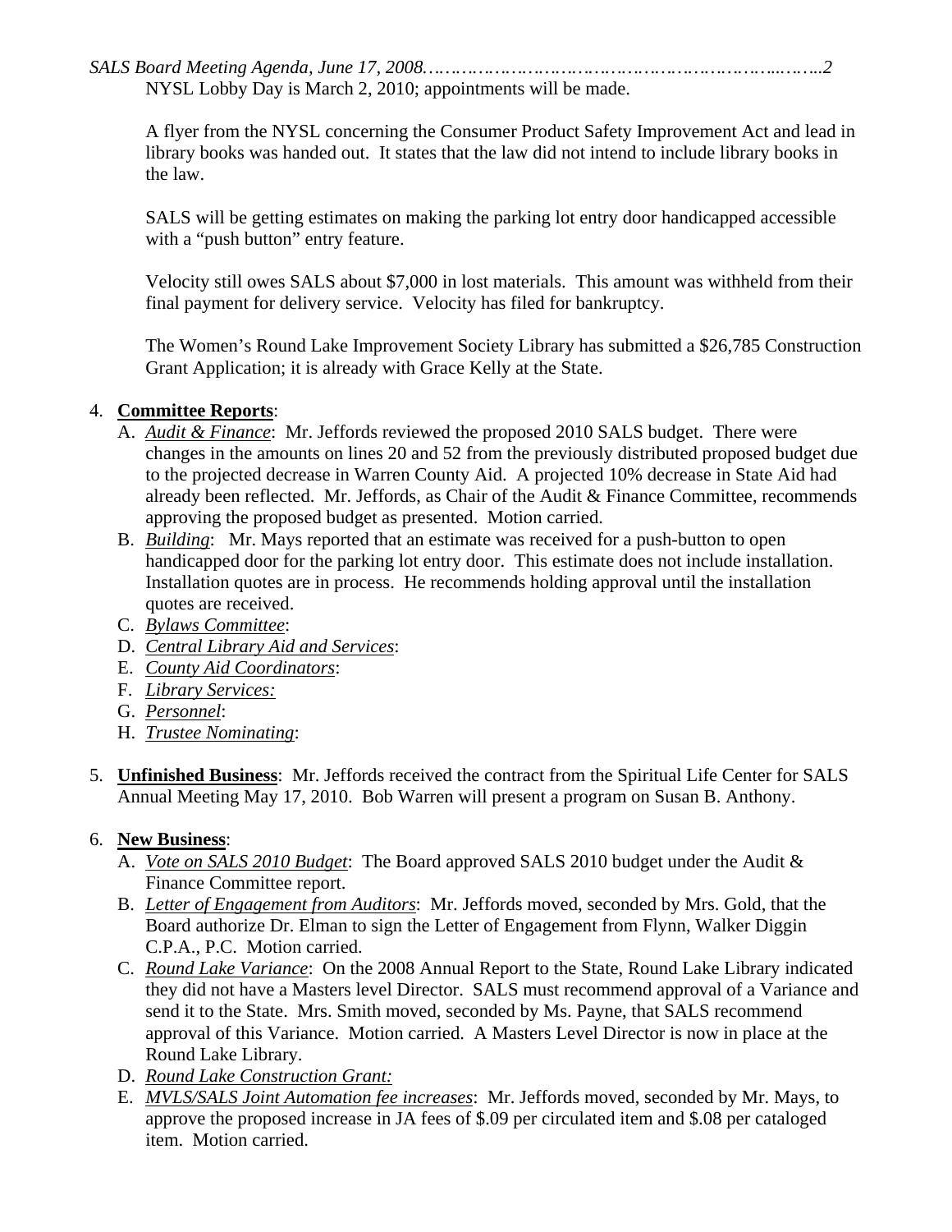NYSL Lobby Day is March 2, 2010; appointments will be made.

A flyer from the NYSL concerning the Consumer Product Safety Improvement Act and lead in library books was handed out. It states that the law did not intend to include library books in the law.

SALS will be getting estimates on making the parking lot entry door handicapped accessible with a "push button" entry feature.

Velocity still owes SALS about $7,000 in lost materials. This amount was withheld from their final payment for delivery service. Velocity has filed for bankruptcy.

The Women's Round Lake Improvement Society Library has submitted a $26,785 Construction Grant Application; it is already with Grace Kelly at the State.

4. **Committee Reports**:
   A. *Audit & Finance*: Mr. Jeffords reviewed the proposed 2010 SALS budget. There were changes in the amounts on lines 20 and 52 from the previously distributed proposed budget due to the projected decrease in Warren County Aid. A projected 10% decrease in State Aid had already been reflected. Mr. Jeffords, as Chair of the Audit & Finance Committee, recommends approving the proposed budget as presented. Motion carried.
   B. *Building*: Mr. Mays reported that an estimate was received for a push-button to open handicapped door for the parking lot entry door. This estimate does not include installation. Installation quotes are in process. He recommends holding approval until the installation quotes are received.
   C. *Bylaws Committee*:
   D. *Central Library Aid and Services*:
   E. *County Aid Coordinators*:
   F. *Library Services:*
   G. *Personnel*:
   H. *Trustee Nominating*:

5. **Unfinished Business**: Mr. Jeffords received the contract from the Spiritual Life Center for SALS Annual Meeting May 17, 2010. Bob Warren will present a program on Susan B. Anthony.

6. **New Business**:
   A. *Vote on SALS 2010 Budget*: The Board approved SALS 2010 budget under the Audit & Finance Committee report.
   B. *Letter of Engagement from Auditors*: Mr. Jeffords moved, seconded by Mrs. Gold, that the Board authorize Dr. Elman to sign the Letter of Engagement from Flynn, Walker Diggin C.P.A., P.C. Motion carried.
   C. *Round Lake Variance*: On the 2008 Annual Report to the State, Round Lake Library indicated they did not have a Masters level Director. SALS must recommend approval of a Variance and send it to the State. Mrs. Smith moved, seconded by Ms. Payne, that SALS recommend approval of this Variance. Motion carried. A Masters Level Director is now in place at the Round Lake Library.
   D. *Round Lake Construction Grant:*
   E. *MVLS/SALS Joint Automation fee increases*: Mr. Jeffords moved, seconded by Mr. Mays, to approve the proposed increase in JA fees of $.09 per circulated item and $.08 per cataloged item. Motion carried.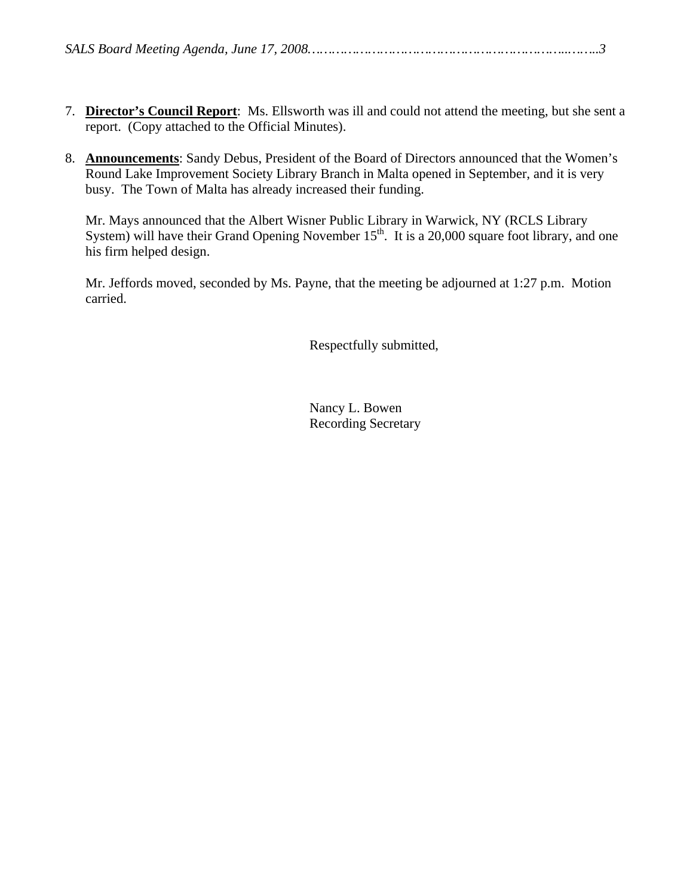7. **Director's Council Report**: Ms. Ellsworth was ill and could not attend the meeting, but she sent a report. (Copy attached to the Official Minutes).

8. **Announcements**: Sandy Debus, President of the Board of Directors announced that the Women's Round Lake Improvement Society Library Branch in Malta opened in September, and it is very busy. The Town of Malta has already increased their funding.

   Mr. Mays announced that the Albert Wisner Public Library in Warwick, NY (RCLS Library System) will have their Grand Opening November 15th. It is a 20,000 square foot library, and one his firm helped design.

   Mr. Jeffords moved, seconded by Ms. Payne, that the meeting be adjourned at 1:27 p.m. Motion carried.

Respectfully submitted,

Nancy L. Bowen
Recording Secretary